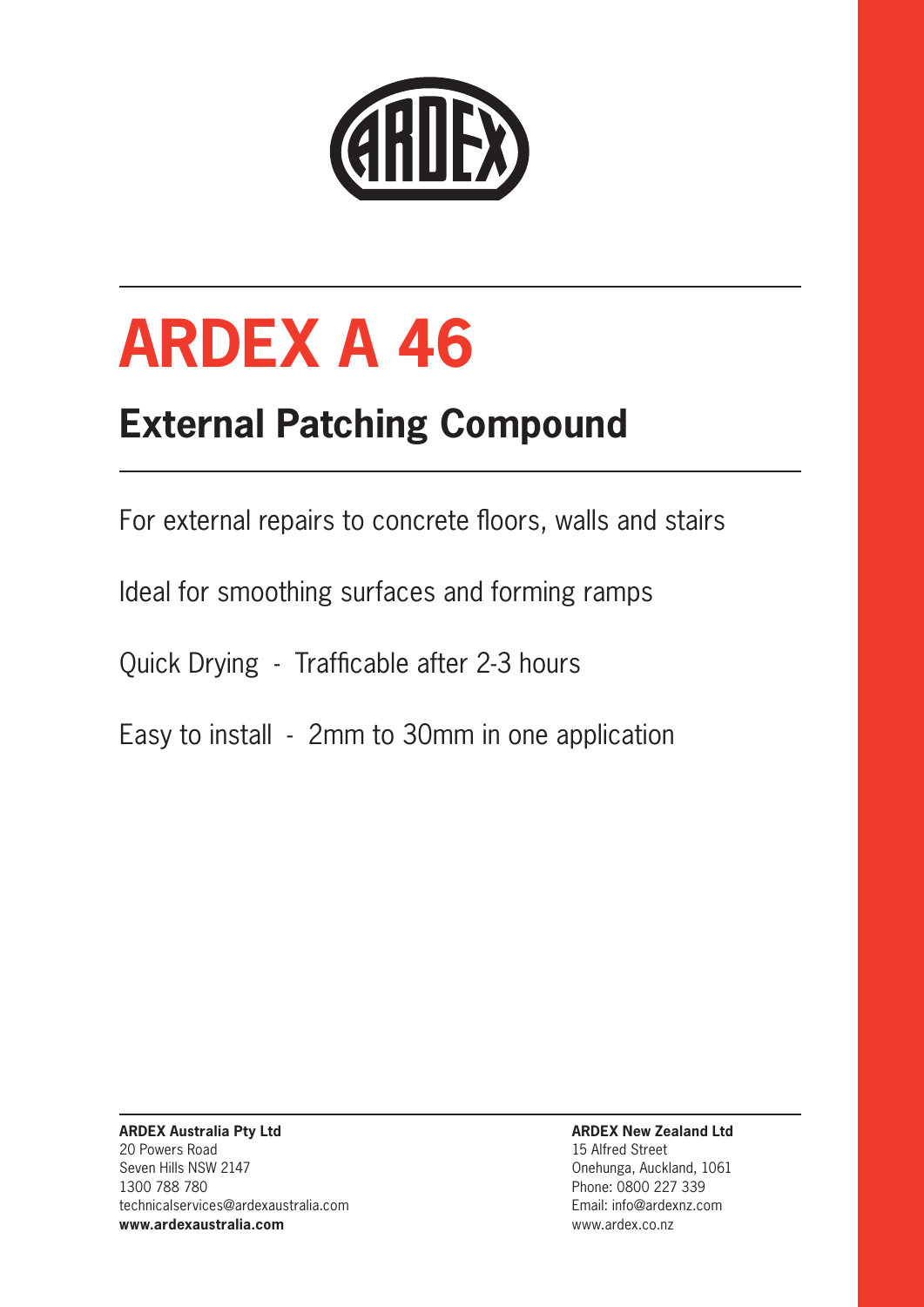# ARDEX A 46

## External Patching Compound

For external repairs to concrete floors, walls and stairs

Ideal for smoothing surfaces and forming ramps

Quick Drying - Trafficable after 2-3 hours

Easy to install - 2mm to 30mm in one application

**ARDEX Australia Pty Ltd**
20 Powers Road
Seven Hills NSW 2147
1300 788 780
technicalservices@ardexaustralia.com
**www.ardexaustralia.com**

**ARDEX New Zealand Ltd**
15 Alfred Street
Onehunga, Auckland, 1061
Phone: 0800 227 339
Email: info@ardexnz.com
www.ardex.co.nz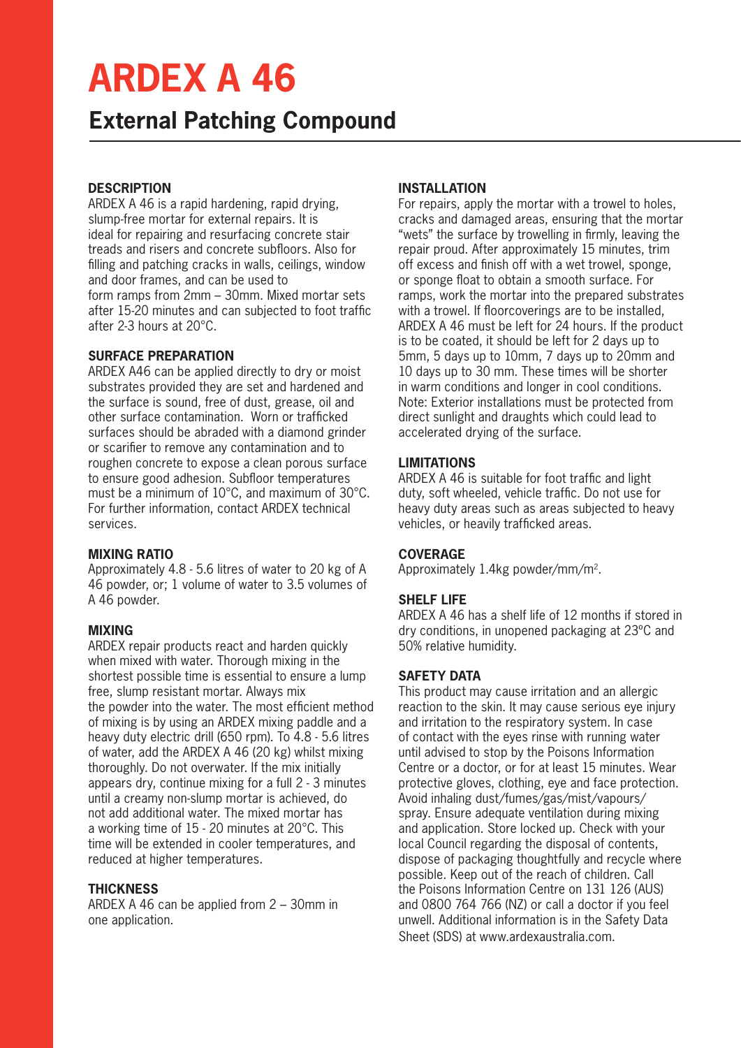# ARDEX A 46

## External Patching Compound

### DESCRIPTION

ARDEX A 46 is a rapid hardening, rapid drying, slump-free mortar for external repairs. It is ideal for repairing and resurfacing concrete stair treads and risers and concrete subfloors. Also for filling and patching cracks in walls, ceilings, window and door frames, and can be used to form ramps from 2mm – 30mm. Mixed mortar sets after 15-20 minutes and can subjected to foot traffic after 2-3 hours at 20°C.

### SURFACE PREPARATION

ARDEX A46 can be applied directly to dry or moist substrates provided they are set and hardened and the surface is sound, free of dust, grease, oil and other surface contamination. Worn or trafficked surfaces should be abraded with a diamond grinder or scarifier to remove any contamination and to roughen concrete to expose a clean porous surface to ensure good adhesion. Subfloor temperatures must be a minimum of 10°C, and maximum of 30°C. For further information, contact ARDEX technical services.

### MIXING RATIO

Approximately 4.8 - 5.6 litres of water to 20 kg of A 46 powder, or; 1 volume of water to 3.5 volumes of A 46 powder.

### MIXING

ARDEX repair products react and harden quickly when mixed with water. Thorough mixing in the shortest possible time is essential to ensure a lump free, slump resistant mortar. Always mix the powder into the water. The most efficient method of mixing is by using an ARDEX mixing paddle and a heavy duty electric drill (650 rpm). To 4.8 - 5.6 litres of water, add the ARDEX A 46 (20 kg) whilst mixing thoroughly. Do not overwater. If the mix initially appears dry, continue mixing for a full 2 - 3 minutes until a creamy non-slump mortar is achieved, do not add additional water. The mixed mortar has a working time of 15 - 20 minutes at 20°C. This time will be extended in cooler temperatures, and reduced at higher temperatures.

### THICKNESS

ARDEX A 46 can be applied from 2 – 30mm in one application.

### INSTALLATION

For repairs, apply the mortar with a trowel to holes, cracks and damaged areas, ensuring that the mortar "wets" the surface by trowelling in firmly, leaving the repair proud. After approximately 15 minutes, trim off excess and finish off with a wet trowel, sponge, or sponge float to obtain a smooth surface. For ramps, work the mortar into the prepared substrates with a trowel. If floorcoverings are to be installed, ARDEX A 46 must be left for 24 hours. If the product is to be coated, it should be left for 2 days up to 5mm, 5 days up to 10mm, 7 days up to 20mm and 10 days up to 30 mm. These times will be shorter in warm conditions and longer in cool conditions. Note: Exterior installations must be protected from direct sunlight and draughts which could lead to accelerated drying of the surface.

### LIMITATIONS

ARDEX A 46 is suitable for foot traffic and light duty, soft wheeled, vehicle traffic. Do not use for heavy duty areas such as areas subjected to heavy vehicles, or heavily trafficked areas.

### COVERAGE

Approximately 1.4kg powder/mm/m$^2$.

### SHELF LIFE

ARDEX A 46 has a shelf life of 12 months if stored in dry conditions, in unopened packaging at 23ºC and 50% relative humidity.

### SAFETY DATA

This product may cause irritation and an allergic reaction to the skin. It may cause serious eye injury and irritation to the respiratory system. In case of contact with the eyes rinse with running water until advised to stop by the Poisons Information Centre or a doctor, or for at least 15 minutes. Wear protective gloves, clothing, eye and face protection. Avoid inhaling dust/fumes/gas/mist/vapours/spray. Ensure adequate ventilation during mixing and application. Store locked up. Check with your local Council regarding the disposal of contents, dispose of packaging thoughtfully and recycle where possible. Keep out of the reach of children. Call the Poisons Information Centre on 131 126 (AUS) and 0800 764 766 (NZ) or call a doctor if you feel unwell. Additional information is in the Safety Data Sheet (SDS) at www.ardexaustralia.com.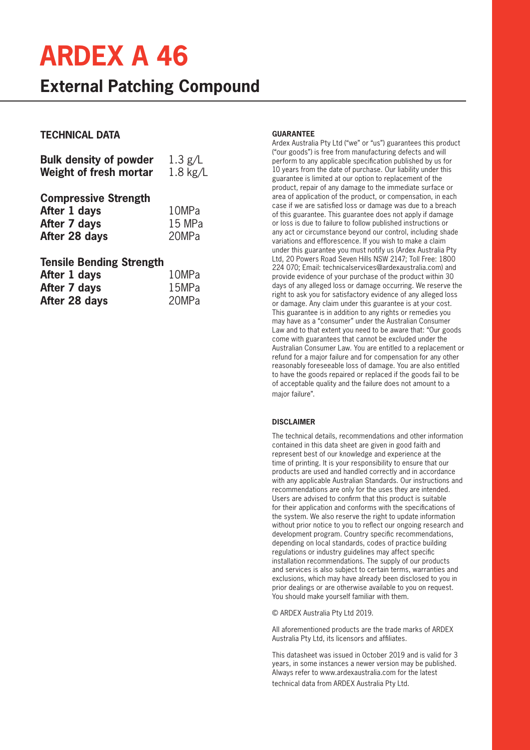# ARDEX A 46

## External Patching Compound

### TECHNICAL DATA

| | |
|---|---|
| **Bulk density of powder** | 1.3 g/L |
| **Weight of fresh mortar** | 1.8 kg/L |

| **Compressive Strength** | |
|---|---|
| **After 1 days** | 10MPa |
| **After 7 days** | 15 MPa |
| **After 28 days** | 20MPa |

| **Tensile Bending Strength** | |
|---|---|
| **After 1 days** | 10MPa |
| **After 7 days** | 15MPa |
| **After 28 days** | 20MPa |

#### GUARANTEE

Ardex Australia Pty Ltd ("we" or "us") guarantees this product ("our goods") is free from manufacturing defects and will perform to any applicable specification published by us for 10 years from the date of purchase. Our liability under this guarantee is limited at our option to replacement of the product, repair of any damage to the immediate surface or area of application of the product, or compensation, in each case if we are satisfied loss or damage was due to a breach of this guarantee. This guarantee does not apply if damage or loss is due to failure to follow published instructions or any act or circumstance beyond our control, including shade variations and efflorescence. If you wish to make a claim under this guarantee you must notify us (Ardex Australia Pty Ltd, 20 Powers Road Seven Hills NSW 2147; Toll Free: 1800 224 070; Email: technicalservices@ardexaustralia.com) and provide evidence of your purchase of the product within 30 days of any alleged loss or damage occurring. We reserve the right to ask you for satisfactory evidence of any alleged loss or damage. Any claim under this guarantee is at your cost. This guarantee is in addition to any rights or remedies you may have as a "consumer" under the Australian Consumer Law and to that extent you need to be aware that: "Our goods come with guarantees that cannot be excluded under the Australian Consumer Law. You are entitled to a replacement or refund for a major failure and for compensation for any other reasonably foreseeable loss of damage. You are also entitled to have the goods repaired or replaced if the goods fail to be of acceptable quality and the failure does not amount to a major failure".

#### DISCLAIMER

The technical details, recommendations and other information contained in this data sheet are given in good faith and represent best of our knowledge and experience at the time of printing. It is your responsibility to ensure that our products are used and handled correctly and in accordance with any applicable Australian Standards. Our instructions and recommendations are only for the uses they are intended. Users are advised to confirm that this product is suitable for their application and conforms with the specifications of the system. We also reserve the right to update information without prior notice to you to reflect our ongoing research and development program. Country specific recommendations, depending on local standards, codes of practice building regulations or industry guidelines may affect specific installation recommendations. The supply of our products and services is also subject to certain terms, warranties and exclusions, which may have already been disclosed to you in prior dealings or are otherwise available to you on request. You should make yourself familiar with them.

© ARDEX Australia Pty Ltd 2019.

All aforementioned products are the trade marks of ARDEX Australia Pty Ltd, its licensors and affiliates.

This datasheet was issued in October 2019 and is valid for 3 years, in some instances a newer version may be published. Always refer to www.ardexaustralia.com for the latest technical data from ARDEX Australia Pty Ltd.